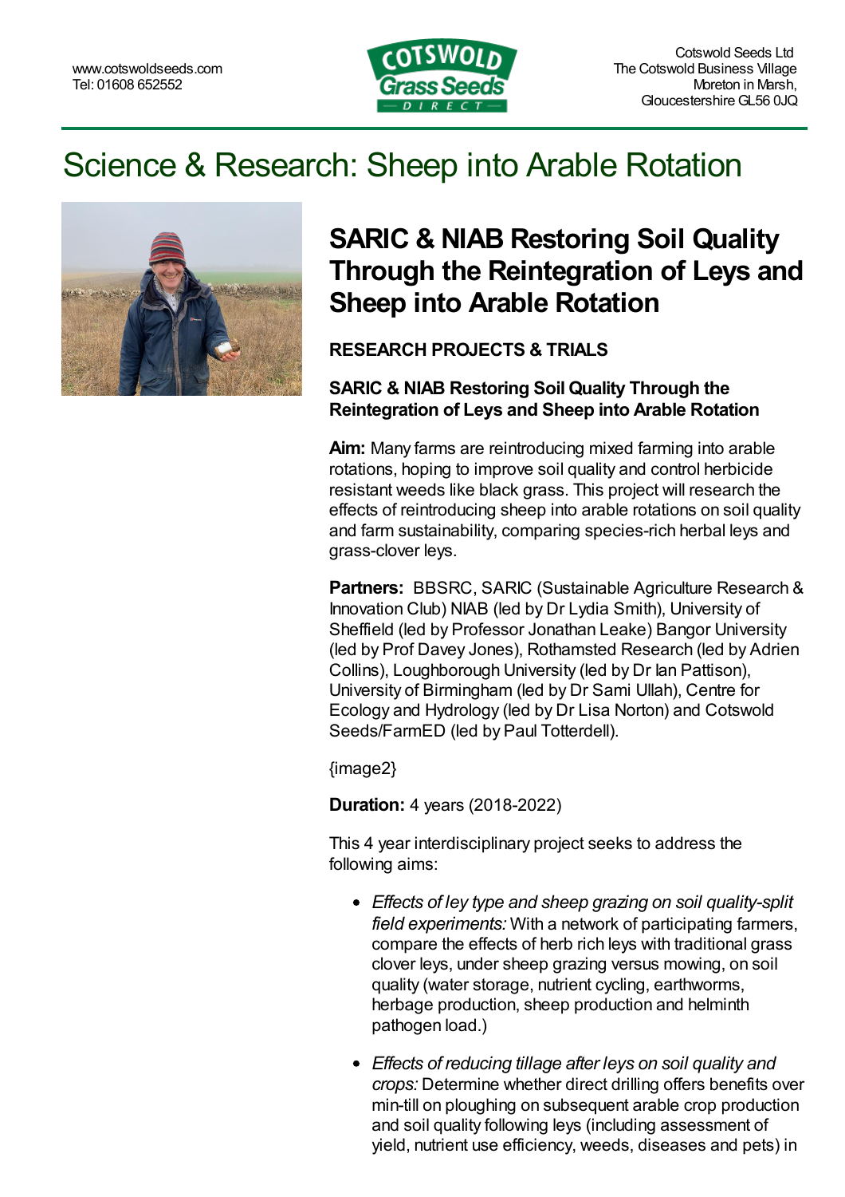www.cotswoldseeds.com
Tel: 01608 652552

Cotswold Seeds Ltd
The Cotswold Business Village
Moreton in Marsh,
Gloucestershire GL56 0JQ

# Science & Research: Sheep into Arable Rotation

## SARIC & NIAB Restoring Soil Quality Through the Reintegration of Leys and Sheep into Arable Rotation

### RESEARCH PROJECTS & TRIALS

### SARIC & NIAB Restoring Soil Quality Through the Reintegration of Leys and Sheep into Arable Rotation

**Aim:** Many farms are reintroducing mixed farming into arable rotations, hoping to improve soil quality and control herbicide resistant weeds like black grass. This project will research the effects of reintroducing sheep into arable rotations on soil quality and farm sustainability, comparing species-rich herbal leys and grass-clover leys.

**Partners:** BBSRC, SARIC (Sustainable Agriculture Research & Innovation Club) NIAB (led by Dr Lydia Smith), University of Sheffield (led by Professor Jonathan Leake) Bangor University (led by Prof Davey Jones), Rothamsted Research (led by Adrien Collins), Loughborough University (led by Dr Ian Pattison), University of Birmingham (led by Dr Sami Ullah), Centre for Ecology and Hydrology (led by Dr Lisa Norton) and Cotswold Seeds/FarmED (led by Paul Totterdell).

{image2}

**Duration:** 4 years (2018-2022)

This 4 year interdisciplinary project seeks to address the following aims:

- *Effects of ley type and sheep grazing on soil quality-split field experiments:* With a network of participating farmers, compare the effects of herb rich leys with traditional grass clover leys, under sheep grazing versus mowing, on soil quality (water storage, nutrient cycling, earthworms, herbage production, sheep production and helminth pathogen load.)
- *Effects of reducing tillage after leys on soil quality and crops:* Determine whether direct drilling offers benefits over min-till on ploughing on subsequent arable crop production and soil quality following leys (including assessment of yield, nutrient use efficiency, weeds, diseases and pets) in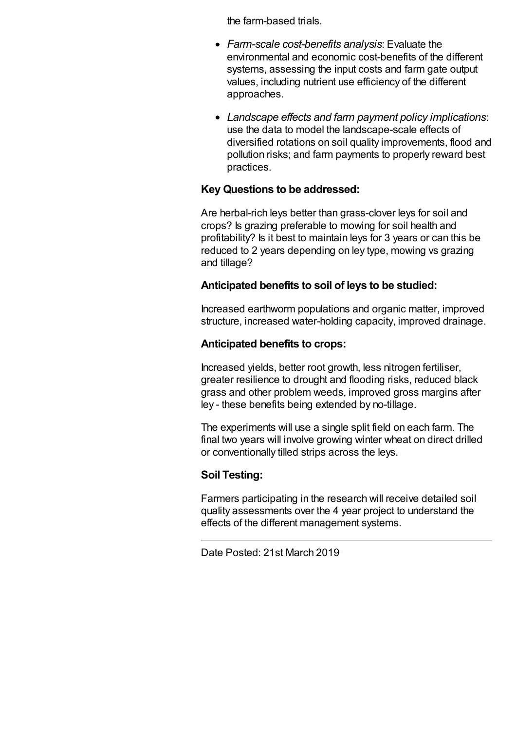the farm-based trials.

- *Farm-scale cost-benefits analysis*: Evaluate the environmental and economic cost-benefits of the different systems, assessing the input costs and farm gate output values, including nutrient use efficiency of the different approaches.
- *Landscape effects and farm payment policy implications*: use the data to model the landscape-scale effects of diversified rotations on soil quality improvements, flood and pollution risks; and farm payments to properly reward best practices.

**Key Questions to be addressed:**

Are herbal-rich leys better than grass-clover leys for soil and crops? Is grazing preferable to mowing for soil health and profitability? Is it best to maintain leys for 3 years or can this be reduced to 2 years depending on ley type, mowing vs grazing and tillage?

**Anticipated benefits to soil of leys to be studied:**

Increased earthworm populations and organic matter, improved structure, increased water-holding capacity, improved drainage.

**Anticipated benefits to crops:**

Increased yields, better root growth, less nitrogen fertiliser, greater resilience to drought and flooding risks, reduced black grass and other problem weeds, improved gross margins after ley - these benefits being extended by no-tillage.

The experiments will use a single split field on each farm. The final two years will involve growing winter wheat on direct drilled or conventionally tilled strips across the leys.

**Soil Testing:**

Farmers participating in the research will receive detailed soil quality assessments over the 4 year project to understand the effects of the different management systems.

---

Date Posted: 21st March 2019